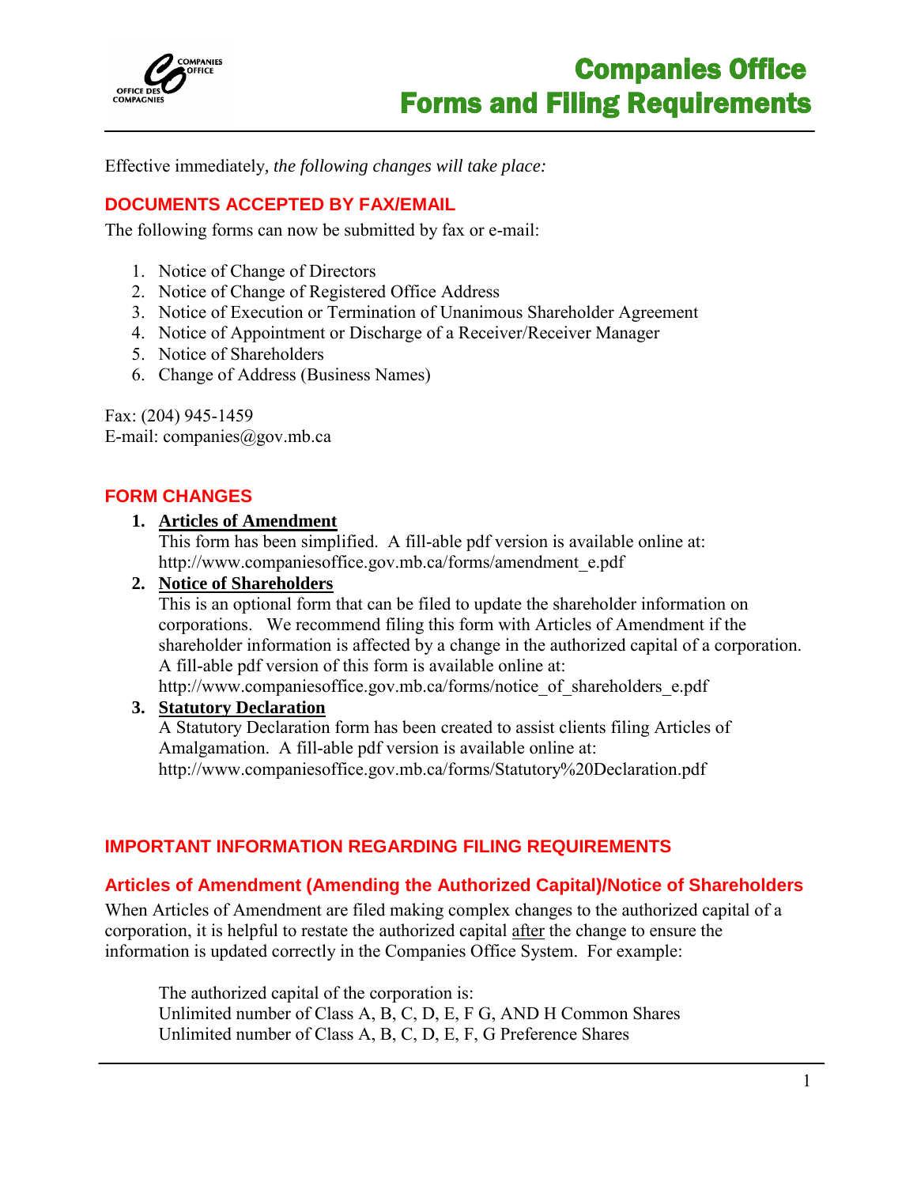# Companies Office Forms and Filing Requirements

Effective immediately, *the following changes will take place:*

## DOCUMENTS ACCEPTED BY FAX/EMAIL

The following forms can now be submitted by fax or e-mail:

1. Notice of Change of Directors
2. Notice of Change of Registered Office Address
3. Notice of Execution or Termination of Unanimous Shareholder Agreement
4. Notice of Appointment or Discharge of a Receiver/Receiver Manager
5. Notice of Shareholders
6. Change of Address (Business Names)

Fax: (204) 945-1459
E-mail: companies@gov.mb.ca

## FORM CHANGES

1. **Articles of Amendment**
   This form has been simplified. A fill-able pdf version is available online at: http://www.companiesoffice.gov.mb.ca/forms/amendment_e.pdf
2. **Notice of Shareholders**
   This is an optional form that can be filed to update the shareholder information on corporations. We recommend filing this form with Articles of Amendment if the shareholder information is affected by a change in the authorized capital of a corporation. A fill-able pdf version of this form is available online at: http://www.companiesoffice.gov.mb.ca/forms/notice_of_shareholders_e.pdf
3. **Statutory Declaration**
   A Statutory Declaration form has been created to assist clients filing Articles of Amalgamation. A fill-able pdf version is available online at: http://www.companiesoffice.gov.mb.ca/forms/Statutory%20Declaration.pdf

## IMPORTANT INFORMATION REGARDING FILING REQUIREMENTS

### Articles of Amendment (Amending the Authorized Capital)/Notice of Shareholders

When Articles of Amendment are filed making complex changes to the authorized capital of a corporation, it is helpful to restate the authorized capital after the change to ensure the information is updated correctly in the Companies Office System. For example:

> The authorized capital of the corporation is:
> Unlimited number of Class A, B, C, D, E, F G, AND H Common Shares
> Unlimited number of Class A, B, C, D, E, F, G Preference Shares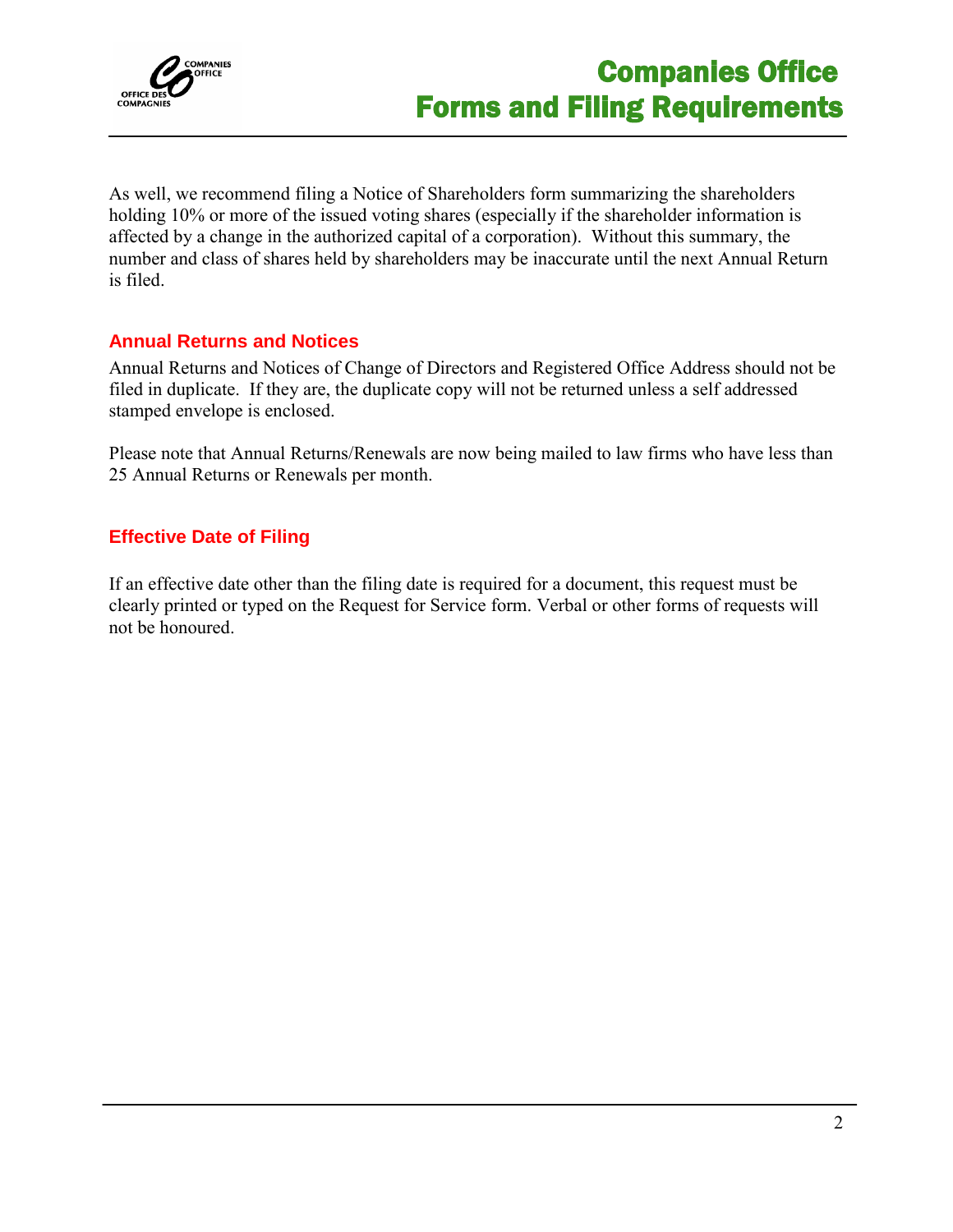As well, we recommend filing a Notice of Shareholders form summarizing the shareholders holding 10% or more of the issued voting shares (especially if the shareholder information is affected by a change in the authorized capital of a corporation). Without this summary, the number and class of shares held by shareholders may be inaccurate until the next Annual Return is filed.

## Annual Returns and Notices

Annual Returns and Notices of Change of Directors and Registered Office Address should not be filed in duplicate. If they are, the duplicate copy will not be returned unless a self addressed stamped envelope is enclosed.

Please note that Annual Returns/Renewals are now being mailed to law firms who have less than 25 Annual Returns or Renewals per month.

## Effective Date of Filing

If an effective date other than the filing date is required for a document, this request must be clearly printed or typed on the Request for Service form. Verbal or other forms of requests will not be honoured.